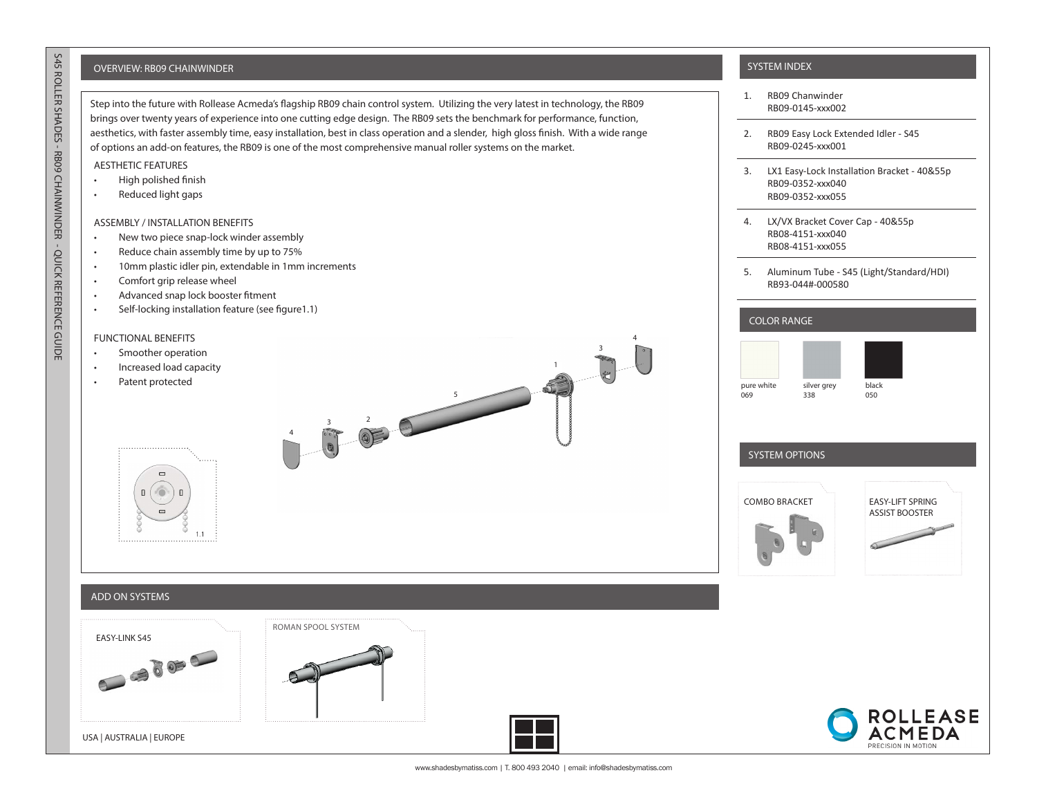## OVERVIEW: RB09 CHAINWINDER

Step into the future with Rollease Acmeda's flagship RB09 chain control system. Utilizing the very latest in technology, the RB09 brings over twenty years of experience into one cutting edge design. The RB09 sets the benchmark for performance, function, aesthetics, with faster assembly time, easy installation, best in class operation and a slender, high gloss finish. With a wide range of options an add-on features, the RB09 is one of the most comprehensive manual roller systems on the market.

AESTHETIC FEATURES

- High polished finish
- Reduced light gaps

ASSEMBLY / INSTALLATION BENEFITS

- New two piece snap-lock winder assembly
- Reduce chain assembly time by up to 75%
- 10mm plastic idler pin, extendable in 1mm increments
- Comfort grip release wheel
- Advanced snap lock booster fitment
- Self-locking installation feature (see figure1.1)

FUNCTIONAL BENEFITS

- Smoother operation
- Increased load capacity
- Patent protected

1.1

## SYSTEM INDEX

1. RB09 Chanwinder
   RB09-0145-xxx002
2. RB09 Easy Lock Extended Idler - S45
   RB09-0245-xxx001
3. LX1 Easy-Lock Installation Bracket - 40&55p
   RB09-0352-xxx040
   RB09-0352-xxx055
4. LX/VX Bracket Cover Cap - 40&55p
   RB08-4151-xxx040
   RB08-4151-xxx055
5. Aluminum Tube - S45 (Light/Standard/HDI)
   RB93-044#-000580

## COLOR RANGE

| pure white | silver grey | black |
|---|---|---|
| 069 | 338 | 050 |

## SYSTEM OPTIONS

COMBO BRACKET

EASY-LIFT SPRING ASSIST BOOSTER

## ADD ON SYSTEMS

EASY-LINK S45

ROMAN SPOOL SYSTEM

USA | AUSTRALIA | EUROPE

ROLLEASE ACMEDA
PRECISION IN MOTION

www.shadesbymatiss.com | T. 800 493 2040 | email: info@shadesbymatiss.com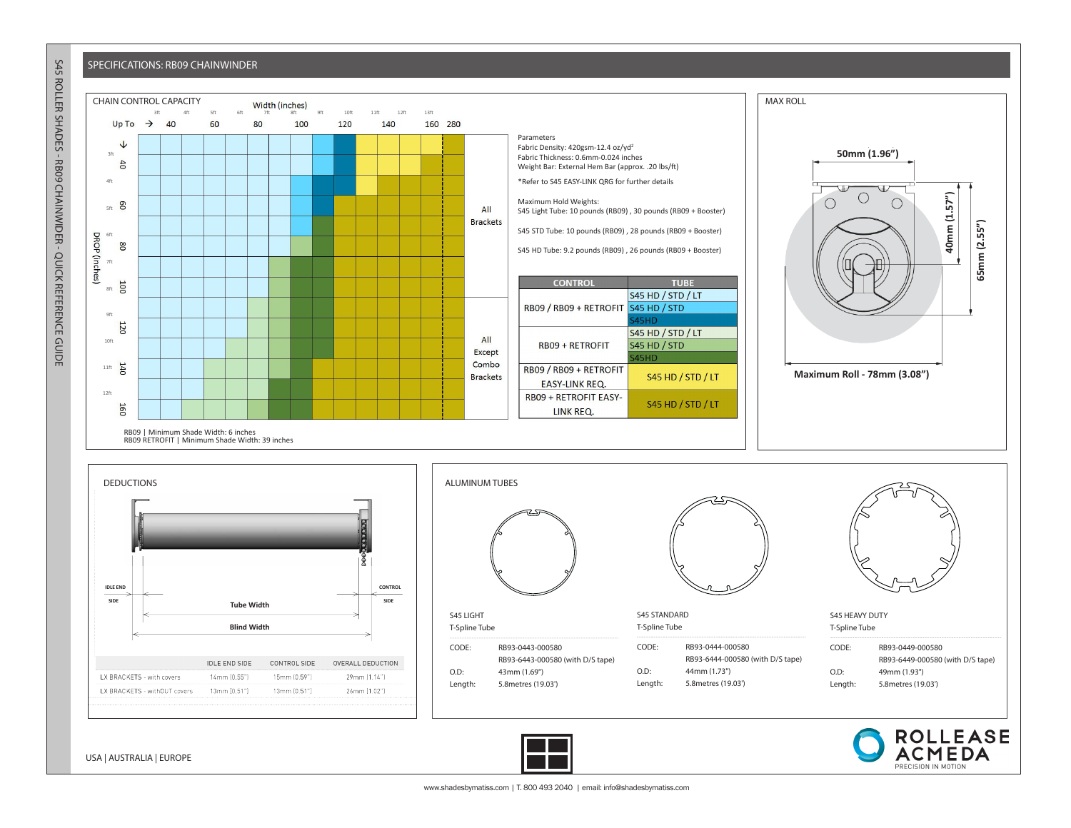## SPECIFICATIONS: RB09 CHAINWINDER

### CHAIN CONTROL CAPACITY

Width (inches)

3ft 4ft 5ft 6ft 7ft 8ft 9ft 10ft 11ft 12ft 13ft

Up To → 40 60 80 100 120 140 160 280

DROP (inches)

3ft 40
4ft
5ft 60
6ft 80
7ft
8ft 100
9ft 120
10ft
11ft 140
12ft 160

All Brackets

All Except Combo Brackets

RB09 | Minimum Shade Width: 6 inches
RB09 RETROFIT | Minimum Shade Width: 39 inches

Parameters
Fabric Density: 420gsm-12.4 oz/yd²
Fabric Thickness: 0.6mm-0.024 inches
Weight Bar: External Hem Bar (approx. .20 lbs/ft)

*Refer to S45 EASY-LINK QRG for further details

Maximum Hold Weights:
S45 Light Tube: 10 pounds (RB09) , 30 pounds (RB09 + Booster)

S45 STD Tube: 10 pounds (RB09) , 28 pounds (RB09 + Booster)

S45 HD Tube: 9.2 pounds (RB09) , 26 pounds (RB09 + Booster)

| CONTROL | TUBE |
| --- | --- |
| RB09 / RB09 + RETROFIT | S45 HD / STD / LT |
| | S45 HD / STD |
| | S45HD |
| RB09 + RETROFIT | S45 HD / STD / LT |
| | S45 HD / STD |
| | S45HD |
| RB09 / RB09 + RETROFIT EASY-LINK REQ. | S45 HD / STD / LT |
| RB09 + RETROFIT EASY-LINK REQ. | S45 HD / STD / LT |

### MAX ROLL

50mm (1.96")

40mm (1.57")

65mm (2.55")

Maximum Roll - 78mm (3.08")

### DEDUCTIONS

IDLE END SIDE

CONTROL SIDE

Tube Width

Blind Width

| | IDLE END SIDE | CONTROL SIDE | OVERALL DEDUCTION |
| --- | --- | --- | --- |
| LX BRACKETS - with covers | 14mm (0.55") | 15mm (0.59") | 29mm (1.14") |
| LX BRACKETS - withOUT covers | 13mm (0.51") | 13mm (0.51") | 26mm (1.02") |

### ALUMINUM TUBES

**S45 LIGHT**
T-Spline Tube

| | |
| --- | --- |
| CODE: | RB93-0443-000580 |
| | RB93-6443-000580 (with D/S tape) |
| O.D: | 43mm (1.69") |
| Length: | 5.8metres (19.03') |

**S45 STANDARD**
T-Spline Tube

| | |
| --- | --- |
| CODE: | RB93-0444-000580 |
| | RB93-6444-000580 (with D/S tape) |
| O.D: | 44mm (1.73") |
| Length: | 5.8metres (19.03') |

**S45 HEAVY DUTY**
T-Spline Tube

| | |
| --- | --- |
| CODE: | RB93-0449-000580 |
| | RB93-6449-000580 (with D/S tape) |
| O.D: | 49mm (1.93") |
| Length: | 5.8metres (19.03') |

USA | AUSTRALIA | EUROPE

ROLLEASE ACMEDA
PRECISION IN MOTION

www.shadesbymatiss.com | T. 800 493 2040 | email: info@shadesbymatiss.com